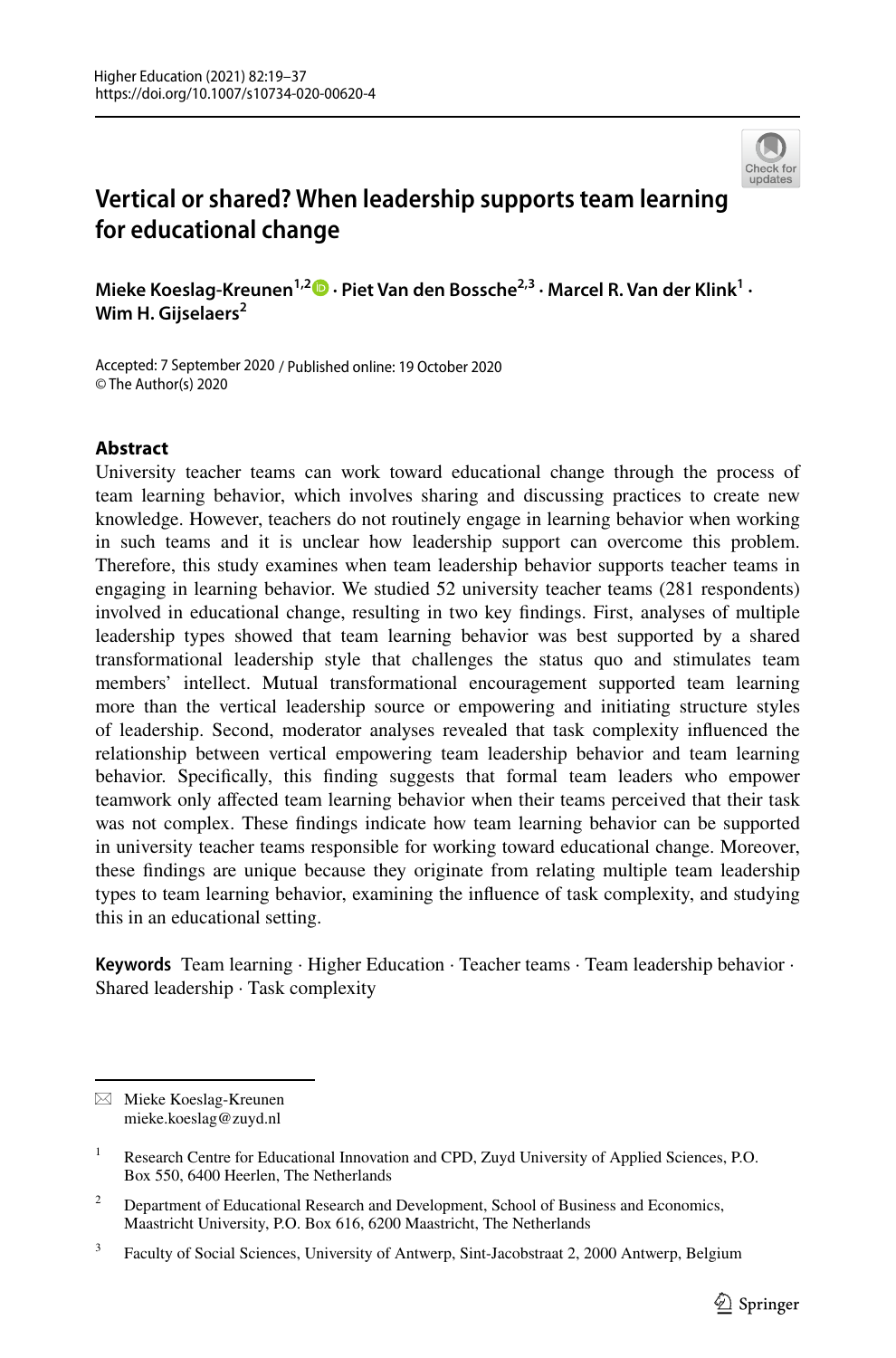# Vertical or shared? When leadership supports team learning for educational change

**Mieke Koeslag-Kreunen**[1,2] · **Piet Van den Bossche**[2,3] · **Marcel R. Van der Klink**[1] · **Wim H. Gijselaers**[2]

Accepted: 7 September 2020 / Published online: 19 October 2020
© The Author(s) 2020

## Abstract

University teacher teams can work toward educational change through the process of team learning behavior, which involves sharing and discussing practices to create new knowledge. However, teachers do not routinely engage in learning behavior when working in such teams and it is unclear how leadership support can overcome this problem. Therefore, this study examines when team leadership behavior supports teacher teams in engaging in learning behavior. We studied 52 university teacher teams (281 respondents) involved in educational change, resulting in two key findings. First, analyses of multiple leadership types showed that team learning behavior was best supported by a shared transformational leadership style that challenges the status quo and stimulates team members' intellect. Mutual transformational encouragement supported team learning more than the vertical leadership source or empowering and initiating structure styles of leadership. Second, moderator analyses revealed that task complexity influenced the relationship between vertical empowering team leadership behavior and team learning behavior. Specifically, this finding suggests that formal team leaders who empower teamwork only affected team learning behavior when their teams perceived that their task was not complex. These findings indicate how team learning behavior can be supported in university teacher teams responsible for working toward educational change. Moreover, these findings are unique because they originate from relating multiple team leadership types to team learning behavior, examining the influence of task complexity, and studying this in an educational setting.

**Keywords** Team learning · Higher Education · Teacher teams · Team leadership behavior · Shared leadership · Task complexity

---

✉ Mieke Koeslag-Kreunen
mieke.koeslag@zuyd.nl

[1] Research Centre for Educational Innovation and CPD, Zuyd University of Applied Sciences, P.O. Box 550, 6400 Heerlen, The Netherlands

[2] Department of Educational Research and Development, School of Business and Economics, Maastricht University, P.O. Box 616, 6200 Maastricht, The Netherlands

[3] Faculty of Social Sciences, University of Antwerp, Sint-Jacobstraat 2, 2000 Antwerp, Belgium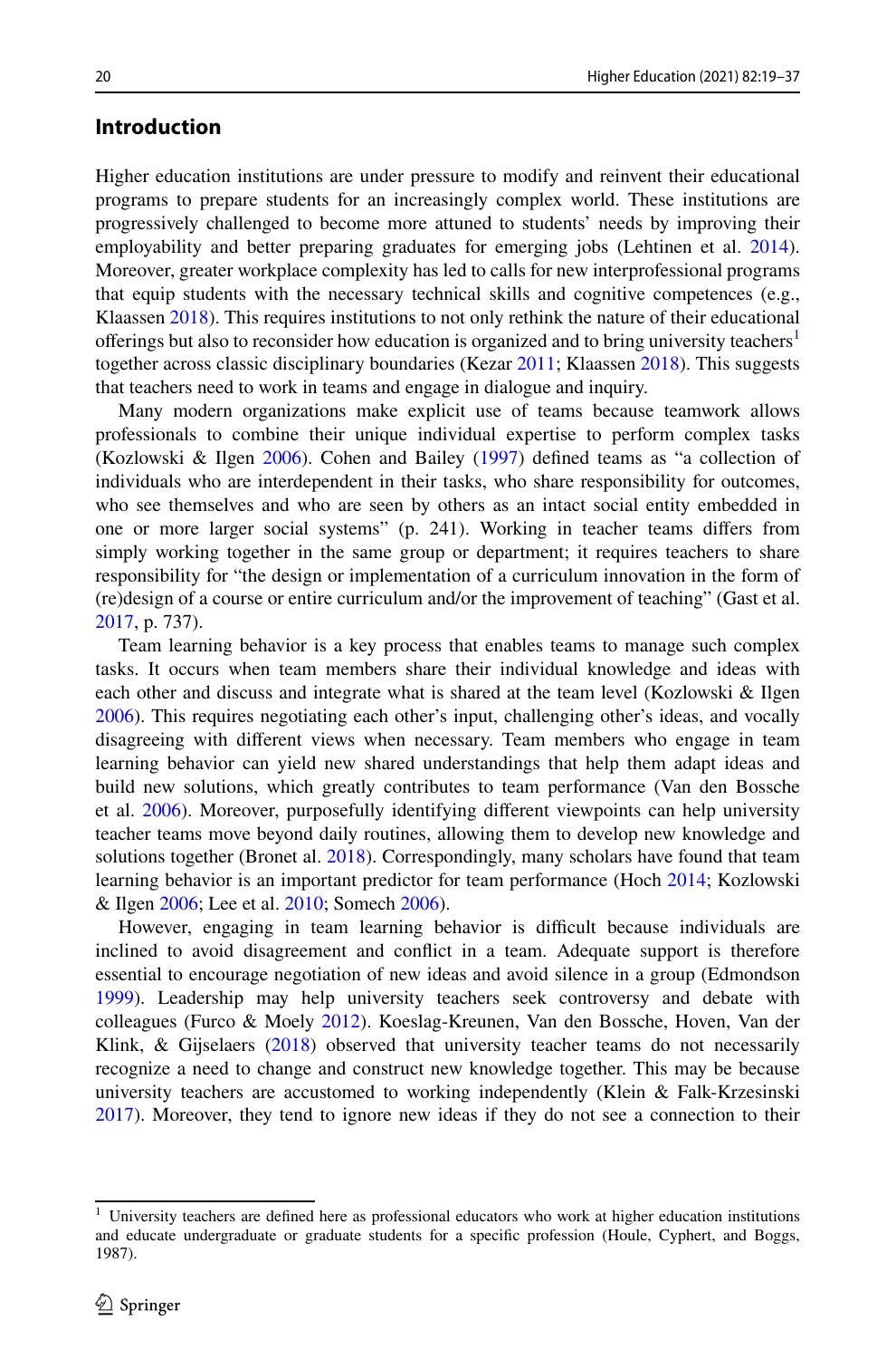## Introduction

Higher education institutions are under pressure to modify and reinvent their educational programs to prepare students for an increasingly complex world. These institutions are progressively challenged to become more attuned to students' needs by improving their employability and better preparing graduates for emerging jobs (Lehtinen et al. 2014). Moreover, greater workplace complexity has led to calls for new interprofessional programs that equip students with the necessary technical skills and cognitive competences (e.g., Klaassen 2018). This requires institutions to not only rethink the nature of their educational offerings but also to reconsider how education is organized and to bring university teachers[1] together across classic disciplinary boundaries (Kezar 2011; Klaassen 2018). This suggests that teachers need to work in teams and engage in dialogue and inquiry.

Many modern organizations make explicit use of teams because teamwork allows professionals to combine their unique individual expertise to perform complex tasks (Kozlowski & Ilgen 2006). Cohen and Bailey (1997) defined teams as "a collection of individuals who are interdependent in their tasks, who share responsibility for outcomes, who see themselves and who are seen by others as an intact social entity embedded in one or more larger social systems" (p. 241). Working in teacher teams differs from simply working together in the same group or department; it requires teachers to share responsibility for "the design or implementation of a curriculum innovation in the form of (re)design of a course or entire curriculum and/or the improvement of teaching" (Gast et al. 2017, p. 737).

Team learning behavior is a key process that enables teams to manage such complex tasks. It occurs when team members share their individual knowledge and ideas with each other and discuss and integrate what is shared at the team level (Kozlowski & Ilgen 2006). This requires negotiating each other's input, challenging other's ideas, and vocally disagreeing with different views when necessary. Team members who engage in team learning behavior can yield new shared understandings that help them adapt ideas and build new solutions, which greatly contributes to team performance (Van den Bossche et al. 2006). Moreover, purposefully identifying different viewpoints can help university teacher teams move beyond daily routines, allowing them to develop new knowledge and solutions together (Bronet al. 2018). Correspondingly, many scholars have found that team learning behavior is an important predictor for team performance (Hoch 2014; Kozlowski & Ilgen 2006; Lee et al. 2010; Somech 2006).

However, engaging in team learning behavior is difficult because individuals are inclined to avoid disagreement and conflict in a team. Adequate support is therefore essential to encourage negotiation of new ideas and avoid silence in a group (Edmondson 1999). Leadership may help university teachers seek controversy and debate with colleagues (Furco & Moely 2012). Koeslag-Kreunen, Van den Bossche, Hoven, Van der Klink, & Gijselaers (2018) observed that university teacher teams do not necessarily recognize a need to change and construct new knowledge together. This may be because university teachers are accustomed to working independently (Klein & Falk-Krzesinski 2017). Moreover, they tend to ignore new ideas if they do not see a connection to their

[1] University teachers are defined here as professional educators who work at higher education institutions and educate undergraduate or graduate students for a specific profession (Houle, Cyphert, and Boggs, 1987).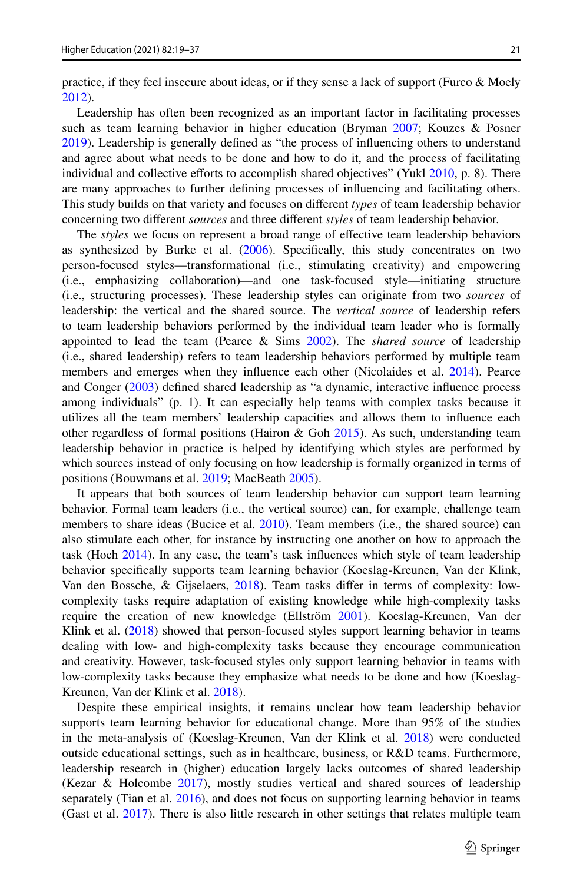practice, if they feel insecure about ideas, or if they sense a lack of support (Furco & Moely 2012).

Leadership has often been recognized as an important factor in facilitating processes such as team learning behavior in higher education (Bryman 2007; Kouzes & Posner 2019). Leadership is generally defined as "the process of influencing others to understand and agree about what needs to be done and how to do it, and the process of facilitating individual and collective efforts to accomplish shared objectives" (Yukl 2010, p. 8). There are many approaches to further defining processes of influencing and facilitating others. This study builds on that variety and focuses on different *types* of team leadership behavior concerning two different *sources* and three different *styles* of team leadership behavior.

The *styles* we focus on represent a broad range of effective team leadership behaviors as synthesized by Burke et al. (2006). Specifically, this study concentrates on two person-focused styles—transformational (i.e., stimulating creativity) and empowering (i.e., emphasizing collaboration)—and one task-focused style—initiating structure (i.e., structuring processes). These leadership styles can originate from two *sources* of leadership: the vertical and the shared source. The *vertical source* of leadership refers to team leadership behaviors performed by the individual team leader who is formally appointed to lead the team (Pearce & Sims 2002). The *shared source* of leadership (i.e., shared leadership) refers to team leadership behaviors performed by multiple team members and emerges when they influence each other (Nicolaides et al. 2014). Pearce and Conger (2003) defined shared leadership as "a dynamic, interactive influence process among individuals" (p. 1). It can especially help teams with complex tasks because it utilizes all the team members' leadership capacities and allows them to influence each other regardless of formal positions (Hairon & Goh 2015). As such, understanding team leadership behavior in practice is helped by identifying which styles are performed by which sources instead of only focusing on how leadership is formally organized in terms of positions (Bouwmans et al. 2019; MacBeath 2005).

It appears that both sources of team leadership behavior can support team learning behavior. Formal team leaders (i.e., the vertical source) can, for example, challenge team members to share ideas (Bucice et al. 2010). Team members (i.e., the shared source) can also stimulate each other, for instance by instructing one another on how to approach the task (Hoch 2014). In any case, the team's task influences which style of team leadership behavior specifically supports team learning behavior (Koeslag-Kreunen, Van der Klink, Van den Bossche, & Gijselaers, 2018). Team tasks differ in terms of complexity: low-complexity tasks require adaptation of existing knowledge while high-complexity tasks require the creation of new knowledge (Ellström 2001). Koeslag-Kreunen, Van der Klink et al. (2018) showed that person-focused styles support learning behavior in teams dealing with low- and high-complexity tasks because they encourage communication and creativity. However, task-focused styles only support learning behavior in teams with low-complexity tasks because they emphasize what needs to be done and how (Koeslag-Kreunen, Van der Klink et al. 2018).

Despite these empirical insights, it remains unclear how team leadership behavior supports team learning behavior for educational change. More than 95% of the studies in the meta-analysis of (Koeslag-Kreunen, Van der Klink et al. 2018) were conducted outside educational settings, such as in healthcare, business, or R&D teams. Furthermore, leadership research in (higher) education largely lacks outcomes of shared leadership (Kezar & Holcombe 2017), mostly studies vertical and shared sources of leadership separately (Tian et al. 2016), and does not focus on supporting learning behavior in teams (Gast et al. 2017). There is also little research in other settings that relates multiple team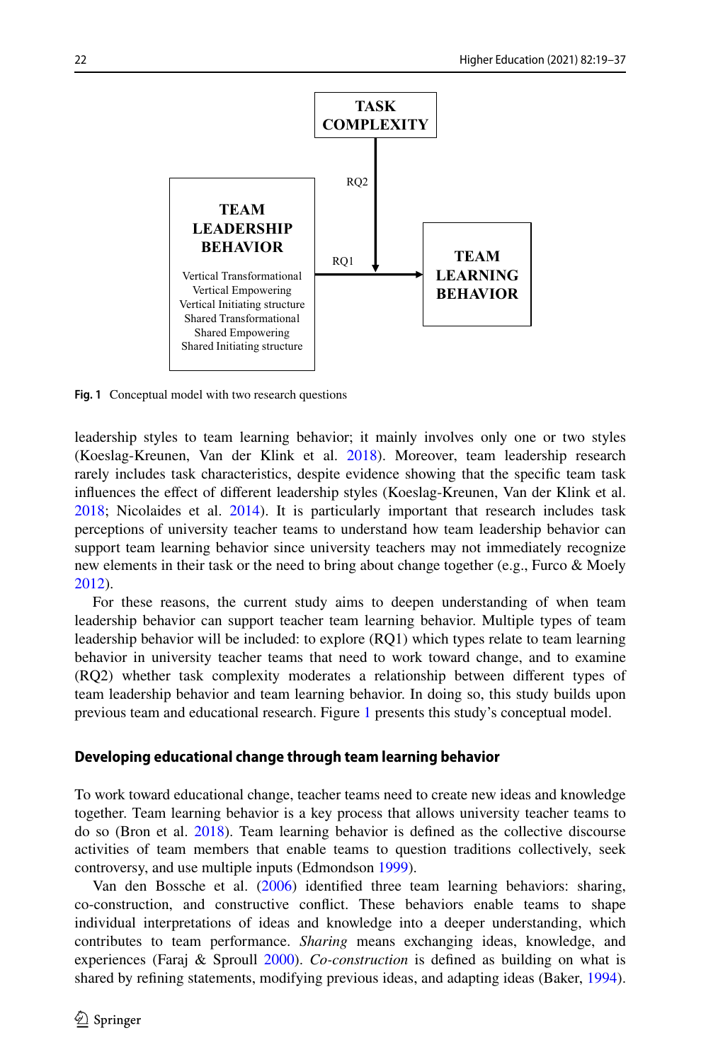TASK COMPLEXITY

RQ2

TEAM LEADERSHIP BEHAVIOR

Vertical Transformational
Vertical Empowering
Vertical Initiating structure
Shared Transformational
Shared Empowering
Shared Initiating structure

RQ1

TEAM LEARNING BEHAVIOR

**Fig. 1** Conceptual model with two research questions

leadership styles to team learning behavior; it mainly involves only one or two styles (Koeslag-Kreunen, Van der Klink et al. 2018). Moreover, team leadership research rarely includes task characteristics, despite evidence showing that the specific team task influences the effect of different leadership styles (Koeslag-Kreunen, Van der Klink et al. 2018; Nicolaides et al. 2014). It is particularly important that research includes task perceptions of university teacher teams to understand how team leadership behavior can support team learning behavior since university teachers may not immediately recognize new elements in their task or the need to bring about change together (e.g., Furco & Moely 2012).

For these reasons, the current study aims to deepen understanding of when team leadership behavior can support teacher team learning behavior. Multiple types of team leadership behavior will be included: to explore (RQ1) which types relate to team learning behavior in university teacher teams that need to work toward change, and to examine (RQ2) whether task complexity moderates a relationship between different types of team leadership behavior and team learning behavior. In doing so, this study builds upon previous team and educational research. Figure 1 presents this study's conceptual model.

### Developing educational change through team learning behavior

To work toward educational change, teacher teams need to create new ideas and knowledge together. Team learning behavior is a key process that allows university teacher teams to do so (Bron et al. 2018). Team learning behavior is defined as the collective discourse activities of team members that enable teams to question traditions collectively, seek controversy, and use multiple inputs (Edmondson 1999).

Van den Bossche et al. (2006) identified three team learning behaviors: sharing, co-construction, and constructive conflict. These behaviors enable teams to shape individual interpretations of ideas and knowledge into a deeper understanding, which contributes to team performance. *Sharing* means exchanging ideas, knowledge, and experiences (Faraj & Sproull 2000). *Co-construction* is defined as building on what is shared by refining statements, modifying previous ideas, and adapting ideas (Baker, 1994).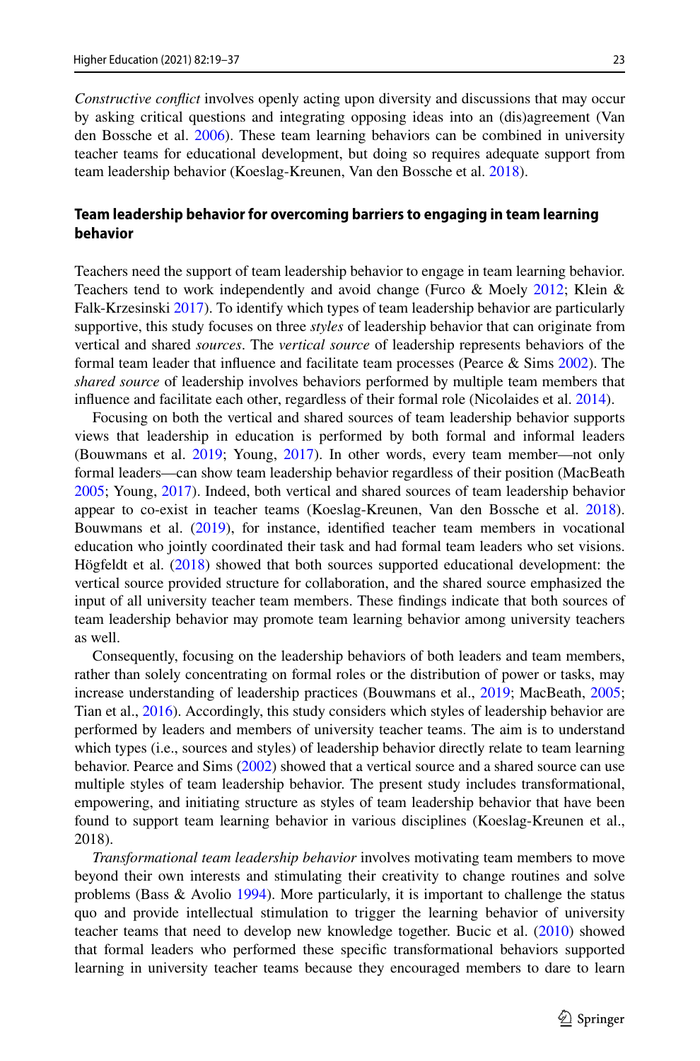*Constructive conflict* involves openly acting upon diversity and discussions that may occur by asking critical questions and integrating opposing ideas into an (dis)agreement (Van den Bossche et al. 2006). These team learning behaviors can be combined in university teacher teams for educational development, but doing so requires adequate support from team leadership behavior (Koeslag-Kreunen, Van den Bossche et al. 2018).

### Team leadership behavior for overcoming barriers to engaging in team learning behavior

Teachers need the support of team leadership behavior to engage in team learning behavior. Teachers tend to work independently and avoid change (Furco & Moely 2012; Klein & Falk-Krzesinski 2017). To identify which types of team leadership behavior are particularly supportive, this study focuses on three *styles* of leadership behavior that can originate from vertical and shared *sources*. The *vertical source* of leadership represents behaviors of the formal team leader that influence and facilitate team processes (Pearce & Sims 2002). The *shared source* of leadership involves behaviors performed by multiple team members that influence and facilitate each other, regardless of their formal role (Nicolaides et al. 2014).

Focusing on both the vertical and shared sources of team leadership behavior supports views that leadership in education is performed by both formal and informal leaders (Bouwmans et al. 2019; Young, 2017). In other words, every team member—not only formal leaders—can show team leadership behavior regardless of their position (MacBeath 2005; Young, 2017). Indeed, both vertical and shared sources of team leadership behavior appear to co-exist in teacher teams (Koeslag-Kreunen, Van den Bossche et al. 2018). Bouwmans et al. (2019), for instance, identified teacher team members in vocational education who jointly coordinated their task and had formal team leaders who set visions. Högfeldt et al. (2018) showed that both sources supported educational development: the vertical source provided structure for collaboration, and the shared source emphasized the input of all university teacher team members. These findings indicate that both sources of team leadership behavior may promote team learning behavior among university teachers as well.

Consequently, focusing on the leadership behaviors of both leaders and team members, rather than solely concentrating on formal roles or the distribution of power or tasks, may increase understanding of leadership practices (Bouwmans et al., 2019; MacBeath, 2005; Tian et al., 2016). Accordingly, this study considers which styles of leadership behavior are performed by leaders and members of university teacher teams. The aim is to understand which types (i.e., sources and styles) of leadership behavior directly relate to team learning behavior. Pearce and Sims (2002) showed that a vertical source and a shared source can use multiple styles of team leadership behavior. The present study includes transformational, empowering, and initiating structure as styles of team leadership behavior that have been found to support team learning behavior in various disciplines (Koeslag-Kreunen et al., 2018).

*Transformational team leadership behavior* involves motivating team members to move beyond their own interests and stimulating their creativity to change routines and solve problems (Bass & Avolio 1994). More particularly, it is important to challenge the status quo and provide intellectual stimulation to trigger the learning behavior of university teacher teams that need to develop new knowledge together. Bucic et al. (2010) showed that formal leaders who performed these specific transformational behaviors supported learning in university teacher teams because they encouraged members to dare to learn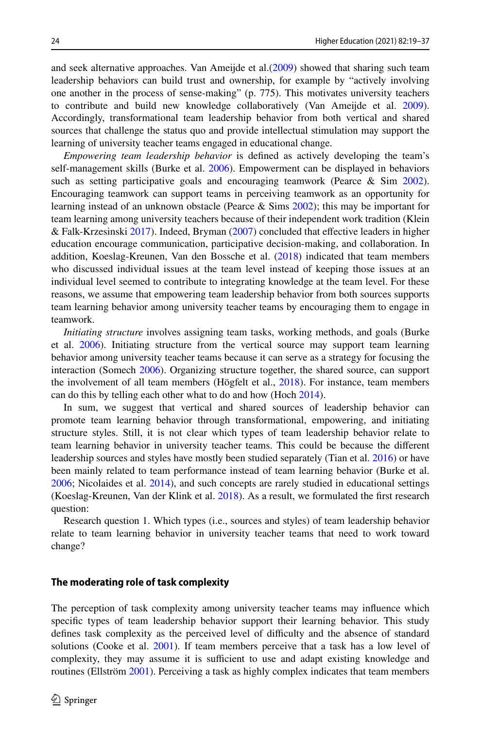and seek alternative approaches. Van Ameijde et al.(2009) showed that sharing such team leadership behaviors can build trust and ownership, for example by "actively involving one another in the process of sense-making" (p. 775). This motivates university teachers to contribute and build new knowledge collaboratively (Van Ameijde et al. 2009). Accordingly, transformational team leadership behavior from both vertical and shared sources that challenge the status quo and provide intellectual stimulation may support the learning of university teacher teams engaged in educational change.

*Empowering team leadership behavior* is defined as actively developing the team's self-management skills (Burke et al. 2006). Empowerment can be displayed in behaviors such as setting participative goals and encouraging teamwork (Pearce & Sim 2002). Encouraging teamwork can support teams in perceiving teamwork as an opportunity for learning instead of an unknown obstacle (Pearce & Sims 2002); this may be important for team learning among university teachers because of their independent work tradition (Klein & Falk-Krzesinski 2017). Indeed, Bryman (2007) concluded that effective leaders in higher education encourage communication, participative decision-making, and collaboration. In addition, Koeslag-Kreunen, Van den Bossche et al. (2018) indicated that team members who discussed individual issues at the team level instead of keeping those issues at an individual level seemed to contribute to integrating knowledge at the team level. For these reasons, we assume that empowering team leadership behavior from both sources supports team learning behavior among university teacher teams by encouraging them to engage in teamwork.

*Initiating structure* involves assigning team tasks, working methods, and goals (Burke et al. 2006). Initiating structure from the vertical source may support team learning behavior among university teacher teams because it can serve as a strategy for focusing the interaction (Somech 2006). Organizing structure together, the shared source, can support the involvement of all team members (Högfelt et al., 2018). For instance, team members can do this by telling each other what to do and how (Hoch 2014).

In sum, we suggest that vertical and shared sources of leadership behavior can promote team learning behavior through transformational, empowering, and initiating structure styles. Still, it is not clear which types of team leadership behavior relate to team learning behavior in university teacher teams. This could be because the different leadership sources and styles have mostly been studied separately (Tian et al. 2016) or have been mainly related to team performance instead of team learning behavior (Burke et al. 2006; Nicolaides et al. 2014), and such concepts are rarely studied in educational settings (Koeslag-Kreunen, Van der Klink et al. 2018). As a result, we formulated the first research question:

Research question 1. Which types (i.e., sources and styles) of team leadership behavior relate to team learning behavior in university teacher teams that need to work toward change?

#### The moderating role of task complexity

The perception of task complexity among university teacher teams may influence which specific types of team leadership behavior support their learning behavior. This study defines task complexity as the perceived level of difficulty and the absence of standard solutions (Cooke et al. 2001). If team members perceive that a task has a low level of complexity, they may assume it is sufficient to use and adapt existing knowledge and routines (Ellström 2001). Perceiving a task as highly complex indicates that team members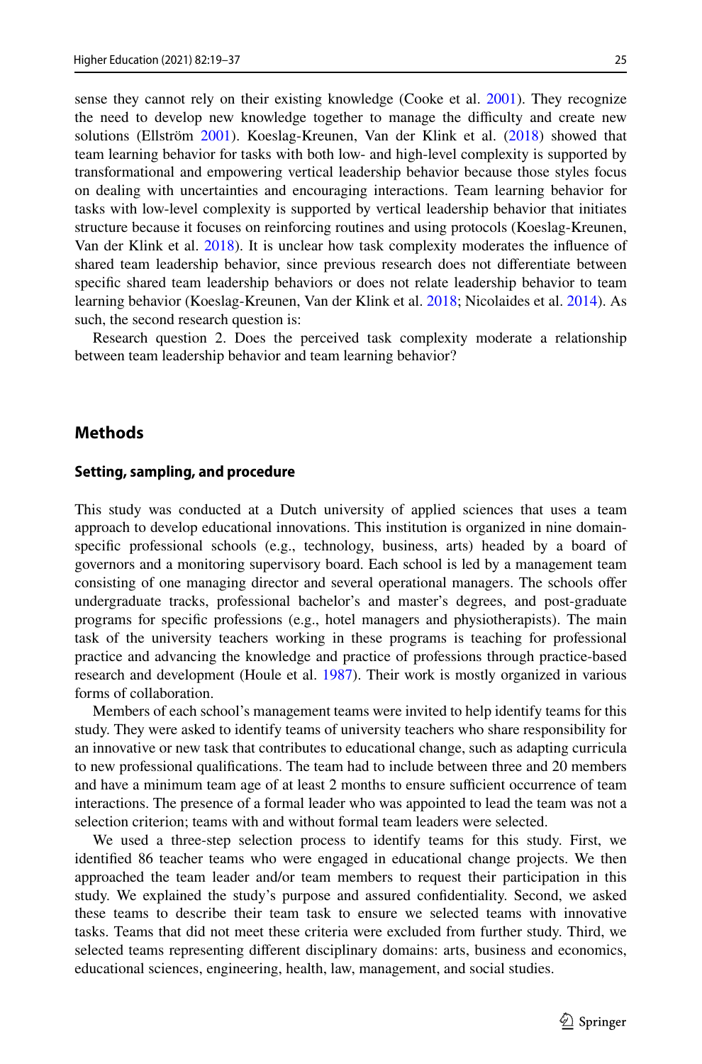sense they cannot rely on their existing knowledge (Cooke et al. 2001). They recognize the need to develop new knowledge together to manage the difficulty and create new solutions (Ellström 2001). Koeslag-Kreunen, Van der Klink et al. (2018) showed that team learning behavior for tasks with both low- and high-level complexity is supported by transformational and empowering vertical leadership behavior because those styles focus on dealing with uncertainties and encouraging interactions. Team learning behavior for tasks with low-level complexity is supported by vertical leadership behavior that initiates structure because it focuses on reinforcing routines and using protocols (Koeslag-Kreunen, Van der Klink et al. 2018). It is unclear how task complexity moderates the influence of shared team leadership behavior, since previous research does not differentiate between specific shared team leadership behaviors or does not relate leadership behavior to team learning behavior (Koeslag-Kreunen, Van der Klink et al. 2018; Nicolaides et al. 2014). As such, the second research question is:

Research question 2. Does the perceived task complexity moderate a relationship between team leadership behavior and team learning behavior?

## Methods

### Setting, sampling, and procedure

This study was conducted at a Dutch university of applied sciences that uses a team approach to develop educational innovations. This institution is organized in nine domain-specific professional schools (e.g., technology, business, arts) headed by a board of governors and a monitoring supervisory board. Each school is led by a management team consisting of one managing director and several operational managers. The schools offer undergraduate tracks, professional bachelor's and master's degrees, and post-graduate programs for specific professions (e.g., hotel managers and physiotherapists). The main task of the university teachers working in these programs is teaching for professional practice and advancing the knowledge and practice of professions through practice-based research and development (Houle et al. 1987). Their work is mostly organized in various forms of collaboration.

Members of each school's management teams were invited to help identify teams for this study. They were asked to identify teams of university teachers who share responsibility for an innovative or new task that contributes to educational change, such as adapting curricula to new professional qualifications. The team had to include between three and 20 members and have a minimum team age of at least 2 months to ensure sufficient occurrence of team interactions. The presence of a formal leader who was appointed to lead the team was not a selection criterion; teams with and without formal team leaders were selected.

We used a three-step selection process to identify teams for this study. First, we identified 86 teacher teams who were engaged in educational change projects. We then approached the team leader and/or team members to request their participation in this study. We explained the study's purpose and assured confidentiality. Second, we asked these teams to describe their team task to ensure we selected teams with innovative tasks. Teams that did not meet these criteria were excluded from further study. Third, we selected teams representing different disciplinary domains: arts, business and economics, educational sciences, engineering, health, law, management, and social studies.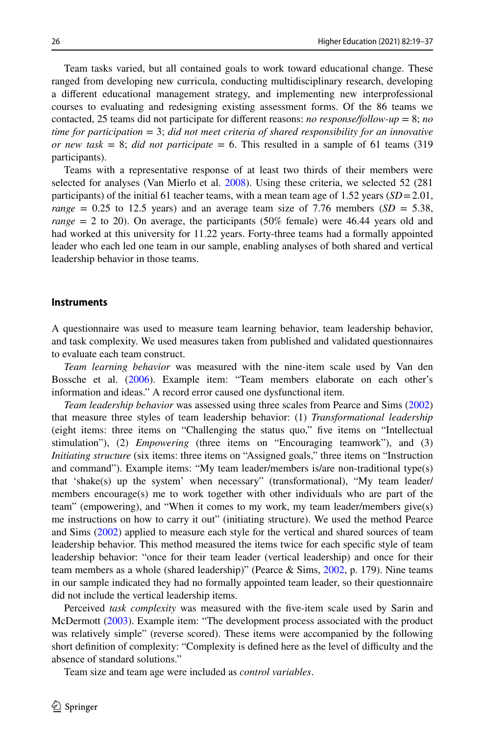Team tasks varied, but all contained goals to work toward educational change. These ranged from developing new curricula, conducting multidisciplinary research, developing a different educational management strategy, and implementing new interprofessional courses to evaluating and redesigning existing assessment forms. Of the 86 teams we contacted, 25 teams did not participate for different reasons: *no response/follow-up* = 8; *no time for participation* = 3; *did not meet criteria of shared responsibility for an innovative or new task* = 8; *did not participate* = 6. This resulted in a sample of 61 teams (319 participants).

Teams with a representative response of at least two thirds of their members were selected for analyses (Van Mierlo et al. 2008). Using these criteria, we selected 52 (281 participants) of the initial 61 teacher teams, with a mean team age of 1.52 years ($SD = 2.01$, *range* = 0.25 to 12.5 years) and an average team size of 7.76 members ($SD$ = 5.38, *range* = 2 to 20). On average, the participants (50% female) were 46.44 years old and had worked at this university for 11.22 years. Forty-three teams had a formally appointed leader who each led one team in our sample, enabling analyses of both shared and vertical leadership behavior in those teams.

## Instruments

A questionnaire was used to measure team learning behavior, team leadership behavior, and task complexity. We used measures taken from published and validated questionnaires to evaluate each team construct.

*Team learning behavior* was measured with the nine-item scale used by Van den Bossche et al. (2006). Example item: "Team members elaborate on each other's information and ideas." A record error caused one dysfunctional item.

*Team leadership behavior* was assessed using three scales from Pearce and Sims (2002) that measure three styles of team leadership behavior: (1) *Transformational leadership* (eight items: three items on "Challenging the status quo," five items on "Intellectual stimulation"), (2) *Empowering* (three items on "Encouraging teamwork"), and (3) *Initiating structure* (six items: three items on "Assigned goals," three items on "Instruction and command"). Example items: "My team leader/members is/are non-traditional type(s) that 'shake(s) up the system' when necessary" (transformational), "My team leader/members encourage(s) me to work together with other individuals who are part of the team" (empowering), and "When it comes to my work, my team leader/members give(s) me instructions on how to carry it out" (initiating structure). We used the method Pearce and Sims (2002) applied to measure each style for the vertical and shared sources of team leadership behavior. This method measured the items twice for each specific style of team leadership behavior: "once for their team leader (vertical leadership) and once for their team members as a whole (shared leadership)" (Pearce & Sims, 2002, p. 179). Nine teams in our sample indicated they had no formally appointed team leader, so their questionnaire did not include the vertical leadership items.

Perceived *task complexity* was measured with the five-item scale used by Sarin and McDermott (2003). Example item: "The development process associated with the product was relatively simple" (reverse scored). These items were accompanied by the following short definition of complexity: "Complexity is defined here as the level of difficulty and the absence of standard solutions."

Team size and team age were included as *control variables*.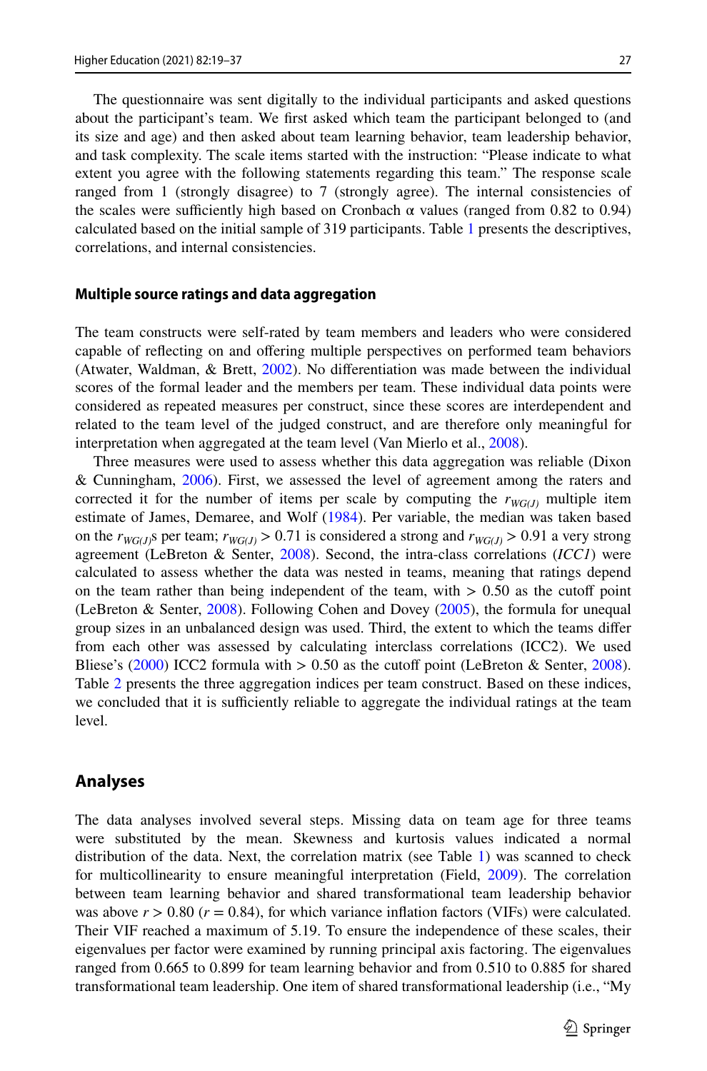The questionnaire was sent digitally to the individual participants and asked questions about the participant's team. We first asked which team the participant belonged to (and its size and age) and then asked about team learning behavior, team leadership behavior, and task complexity. The scale items started with the instruction: "Please indicate to what extent you agree with the following statements regarding this team." The response scale ranged from 1 (strongly disagree) to 7 (strongly agree). The internal consistencies of the scales were sufficiently high based on Cronbach α values (ranged from 0.82 to 0.94) calculated based on the initial sample of 319 participants. Table 1 presents the descriptives, correlations, and internal consistencies.

### Multiple source ratings and data aggregation

The team constructs were self-rated by team members and leaders who were considered capable of reflecting on and offering multiple perspectives on performed team behaviors (Atwater, Waldman, & Brett, 2002). No differentiation was made between the individual scores of the formal leader and the members per team. These individual data points were considered as repeated measures per construct, since these scores are interdependent and related to the team level of the judged construct, and are therefore only meaningful for interpretation when aggregated at the team level (Van Mierlo et al., 2008).

Three measures were used to assess whether this data aggregation was reliable (Dixon & Cunningham, 2006). First, we assessed the level of agreement among the raters and corrected it for the number of items per scale by computing the $r_{WG(J)}$ multiple item estimate of James, Demaree, and Wolf (1984). Per variable, the median was taken based on the $r_{WG(J)}$s per team; $r_{WG(J)} > 0.71$ is considered a strong and $r_{WG(J)} > 0.91$ a very strong agreement (LeBreton & Senter, 2008). Second, the intra-class correlations (*ICC1*) were calculated to assess whether the data was nested in teams, meaning that ratings depend on the team rather than being independent of the team, with > 0.50 as the cutoff point (LeBreton & Senter, 2008). Following Cohen and Dovey (2005), the formula for unequal group sizes in an unbalanced design was used. Third, the extent to which the teams differ from each other was assessed by calculating interclass correlations (ICC2). We used Bliese's (2000) ICC2 formula with > 0.50 as the cutoff point (LeBreton & Senter, 2008). Table 2 presents the three aggregation indices per team construct. Based on these indices, we concluded that it is sufficiently reliable to aggregate the individual ratings at the team level.

## Analyses

The data analyses involved several steps. Missing data on team age for three teams were substituted by the mean. Skewness and kurtosis values indicated a normal distribution of the data. Next, the correlation matrix (see Table 1) was scanned to check for multicollinearity to ensure meaningful interpretation (Field, 2009). The correlation between team learning behavior and shared transformational team leadership behavior was above $r > 0.80$ ($r = 0.84$), for which variance inflation factors (VIFs) were calculated. Their VIF reached a maximum of 5.19. To ensure the independence of these scales, their eigenvalues per factor were examined by running principal axis factoring. The eigenvalues ranged from 0.665 to 0.899 for team learning behavior and from 0.510 to 0.885 for shared transformational team leadership. One item of shared transformational leadership (i.e., "My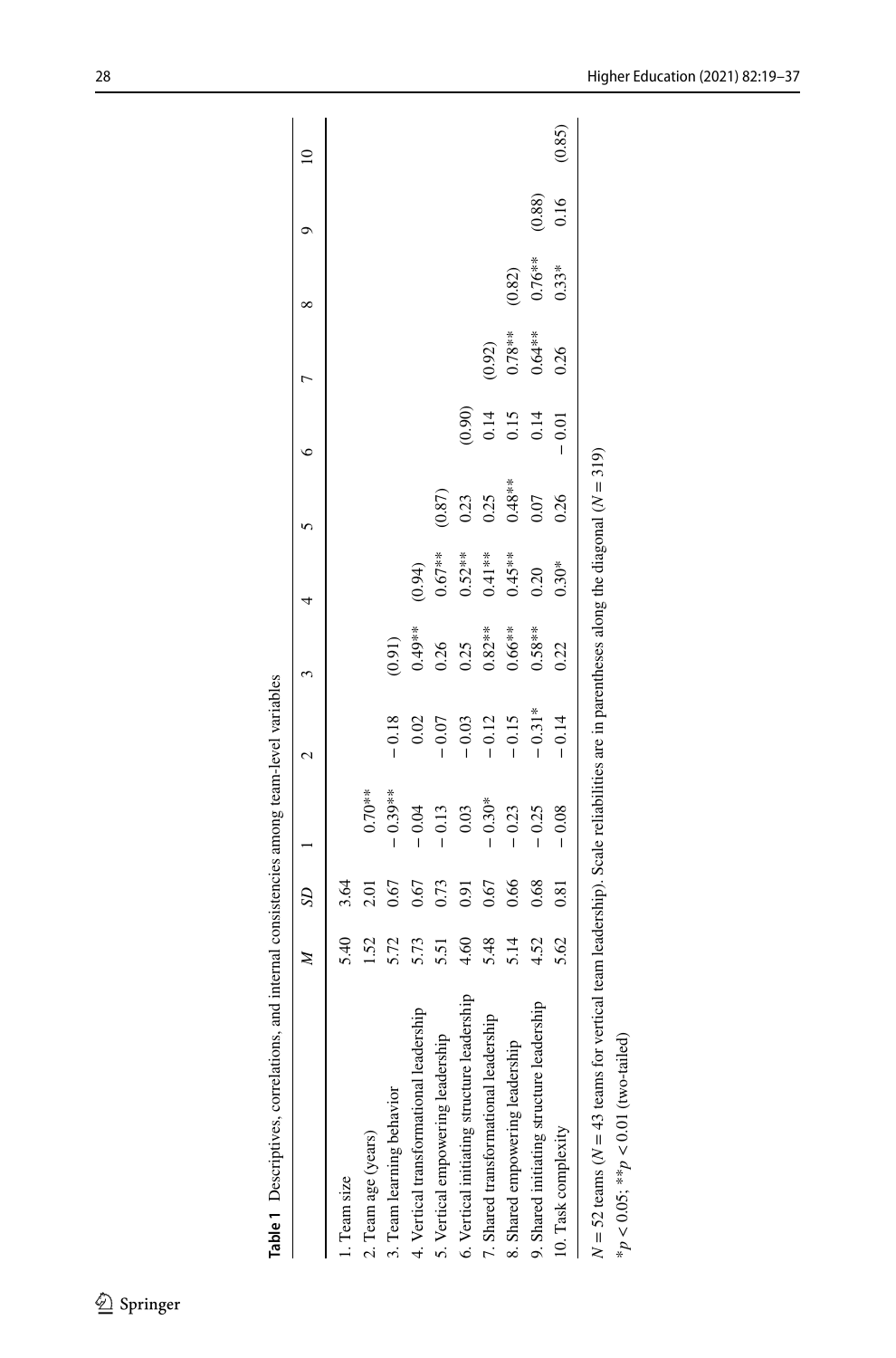**Table 1** Descriptives, correlations, and internal consistencies among team-level variables

| | *M* | *SD* | 1 | 2 | 3 | 4 | 5 | 6 | 7 | 8 | 9 | 10 |
|---|---|---|---|---|---|---|---|---|---|---|---|---|
| 1. Team size | 5.40 | 3.64 | | | | | | | | | | |
| 2. Team age (years) | 1.52 | 2.01 | 0.70** | | | | | | | | | |
| 3. Team learning behavior | 5.72 | 0.67 | −0.39** | −0.18 | (0.91) | | | | | | | |
| 4. Vertical transformational leadership | 5.73 | 0.67 | −0.04 | 0.02 | 0.49** | (0.94) | | | | | | |
| 5. Vertical empowering leadership | 5.51 | 0.73 | −0.13 | −0.07 | 0.26 | 0.67** | (0.87) | | | | | |
| 6. Vertical initiating structure leadership | 4.60 | 0.91 | 0.03 | −0.03 | 0.25 | 0.52** | 0.23 | (0.90) | | | | |
| 7. Shared transformational leadership | 5.48 | 0.67 | −0.30* | −0.12 | 0.82** | 0.41** | 0.25 | 0.14 | (0.92) | | | |
| 8. Shared empowering leadership | 5.14 | 0.66 | −0.23 | −0.15 | 0.66** | 0.45** | 0.48** | 0.15 | 0.78** | (0.82) | | |
| 9. Shared initiating structure leadership | 4.52 | 0.68 | −0.25 | −0.31* | 0.58** | 0.20 | 0.07 | 0.14 | 0.64** | 0.76** | (0.88) | |
| 10. Task complexity | 5.62 | 0.81 | −0.08 | −0.14 | 0.22 | 0.30* | 0.26 | −0.01 | 0.26 | 0.33* | 0.16 | (0.85) |

$N = 52$ teams ($N = 43$ teams for vertical team leadership). Scale reliabilities are in parentheses along the diagonal ($N = 319$)

*$p < 0.05$; **$p < 0.01$ (two-tailed)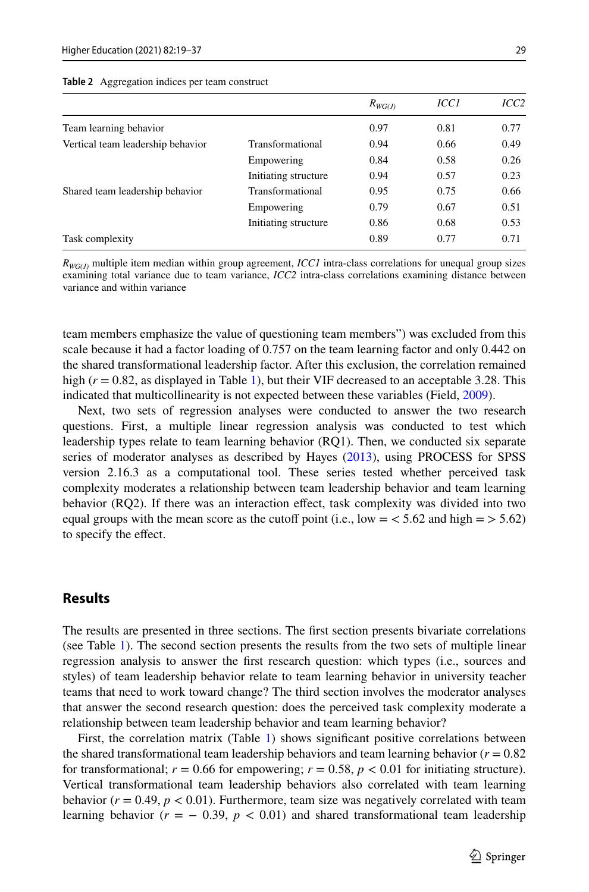**Table 2** Aggregation indices per team construct

| | | $R_{WG(J)}$ | *ICC1* | *ICC2* |
|---|---|---|---|---|
| Team learning behavior | | 0.97 | 0.81 | 0.77 |
| Vertical team leadership behavior | Transformational | 0.94 | 0.66 | 0.49 |
| | Empowering | 0.84 | 0.58 | 0.26 |
| | Initiating structure | 0.94 | 0.57 | 0.23 |
| Shared team leadership behavior | Transformational | 0.95 | 0.75 | 0.66 |
| | Empowering | 0.79 | 0.67 | 0.51 |
| | Initiating structure | 0.86 | 0.68 | 0.53 |
| Task complexity | | 0.89 | 0.77 | 0.71 |

$R_{WG(J)}$ multiple item median within group agreement, *ICC1* intra-class correlations for unequal group sizes examining total variance due to team variance, *ICC2* intra-class correlations examining distance between variance and within variance

team members emphasize the value of questioning team members") was excluded from this scale because it had a factor loading of 0.757 on the team learning factor and only 0.442 on the shared transformational leadership factor. After this exclusion, the correlation remained high ($r = 0.82$, as displayed in Table 1), but their VIF decreased to an acceptable 3.28. This indicated that multicollinearity is not expected between these variables (Field, 2009).

Next, two sets of regression analyses were conducted to answer the two research questions. First, a multiple linear regression analysis was conducted to test which leadership types relate to team learning behavior (RQ1). Then, we conducted six separate series of moderator analyses as described by Hayes (2013), using PROCESS for SPSS version 2.16.3 as a computational tool. These series tested whether perceived task complexity moderates a relationship between team leadership behavior and team learning behavior (RQ2). If there was an interaction effect, task complexity was divided into two equal groups with the mean score as the cutoff point (i.e., low = < 5.62 and high = > 5.62) to specify the effect.

## Results

The results are presented in three sections. The first section presents bivariate correlations (see Table 1). The second section presents the results from the two sets of multiple linear regression analysis to answer the first research question: which types (i.e., sources and styles) of team leadership behavior relate to team learning behavior in university teacher teams that need to work toward change? The third section involves the moderator analyses that answer the second research question: does the perceived task complexity moderate a relationship between team leadership behavior and team learning behavior?

First, the correlation matrix (Table 1) shows significant positive correlations between the shared transformational team leadership behaviors and team learning behavior ($r = 0.82$ for transformational; $r = 0.66$ for empowering; $r = 0.58$, $p < 0.01$ for initiating structure). Vertical transformational team leadership behaviors also correlated with team learning behavior ($r = 0.49$, $p < 0.01$). Furthermore, team size was negatively correlated with team learning behavior ($r = -0.39$, $p < 0.01$) and shared transformational team leadership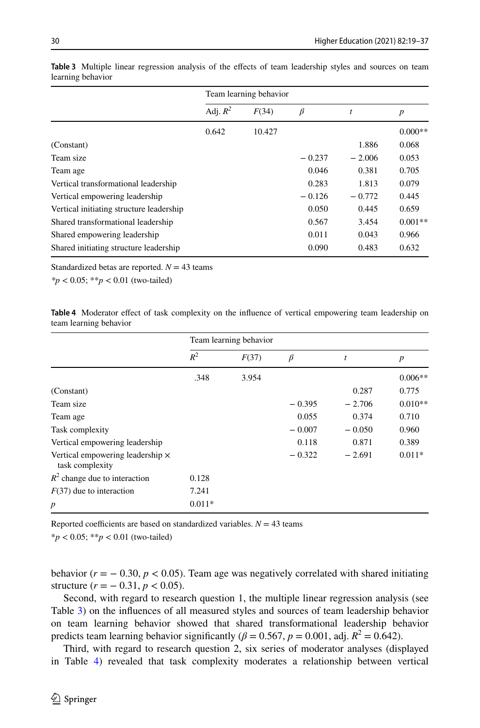**Table 3** Multiple linear regression analysis of the effects of team leadership styles and sources on team learning behavior

| | Team learning behavior | | | | |
|---|---|---|---|---|---|
| | Adj. $R^2$ | $F(34)$ | $\beta$ | $t$ | $p$ |
| | 0.642 | 10.427 | | | 0.000** |
| (Constant) | | | | 1.886 | 0.068 |
| Team size | | | − 0.237 | − 2.006 | 0.053 |
| Team age | | | 0.046 | 0.381 | 0.705 |
| Vertical transformational leadership | | | 0.283 | 1.813 | 0.079 |
| Vertical empowering leadership | | | − 0.126 | − 0.772 | 0.445 |
| Vertical initiating structure leadership | | | 0.050 | 0.445 | 0.659 |
| Shared transformational leadership | | | 0.567 | 3.454 | 0.001** |
| Shared empowering leadership | | | 0.011 | 0.043 | 0.966 |
| Shared initiating structure leadership | | | 0.090 | 0.483 | 0.632 |

Standardized betas are reported. $N = 43$ teams

*$p < 0.05$; **$p < 0.01$ (two-tailed)

**Table 4** Moderator effect of task complexity on the influence of vertical empowering team leadership on team learning behavior

| | Team learning behavior | | | | |
|---|---|---|---|---|---|
| | $R^2$ | $F(37)$ | $\beta$ | $t$ | $p$ |
| | .348 | 3.954 | | | 0.006** |
| (Constant) | | | | 0.287 | 0.775 |
| Team size | | | − 0.395 | − 2.706 | 0.010** |
| Team age | | | 0.055 | 0.374 | 0.710 |
| Task complexity | | | − 0.007 | − 0.050 | 0.960 |
| Vertical empowering leadership | | | 0.118 | 0.871 | 0.389 |
| Vertical empowering leadership × task complexity | | | − 0.322 | − 2.691 | 0.011* |
| $R^2$ change due to interaction | 0.128 | | | | |
| $F(37)$ due to interaction | 7.241 | | | | |
| $p$ | 0.011* | | | | |

Reported coefficients are based on standardized variables. $N = 43$ teams

*$p < 0.05$; **$p < 0.01$ (two-tailed)

behavior ($r = -0.30$, $p < 0.05$). Team age was negatively correlated with shared initiating structure ($r = -0.31$, $p < 0.05$).

Second, with regard to research question 1, the multiple linear regression analysis (see Table 3) on the influences of all measured styles and sources of team leadership behavior on team learning behavior showed that shared transformational leadership behavior predicts team learning behavior significantly ($\beta = 0.567$, $p = 0.001$, adj. $R^2 = 0.642$).

Third, with regard to research question 2, six series of moderator analyses (displayed in Table 4) revealed that task complexity moderates a relationship between vertical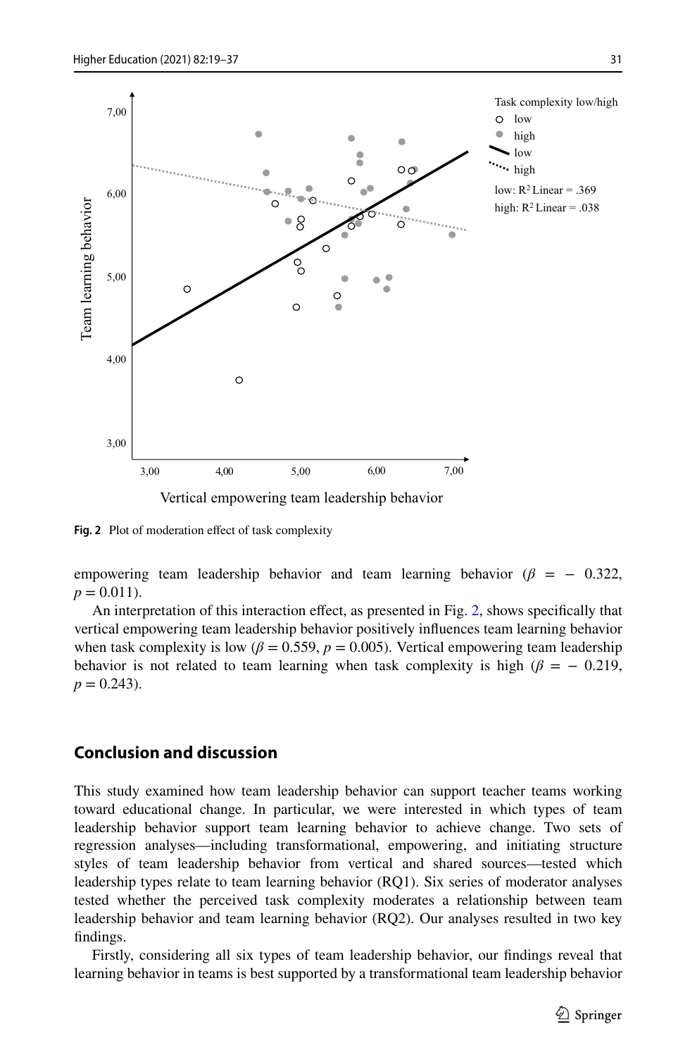Fig. 2 Plot of moderation effect of task complexity

empowering team leadership behavior and team learning behavior ($\beta = -0.322$, $p = 0.011$).

An interpretation of this interaction effect, as presented in Fig. 2, shows specifically that vertical empowering team leadership behavior positively influences team learning behavior when task complexity is low ($\beta = 0.559$, $p = 0.005$). Vertical empowering team leadership behavior is not related to team learning when task complexity is high ($\beta = -0.219$, $p = 0.243$).

## Conclusion and discussion

This study examined how team leadership behavior can support teacher teams working toward educational change. In particular, we were interested in which types of team leadership behavior support team learning behavior to achieve change. Two sets of regression analyses—including transformational, empowering, and initiating structure styles of team leadership behavior from vertical and shared sources—tested which leadership types relate to team learning behavior (RQ1). Six series of moderator analyses tested whether the perceived task complexity moderates a relationship between team leadership behavior and team learning behavior (RQ2). Our analyses resulted in two key findings.

Firstly, considering all six types of team leadership behavior, our findings reveal that learning behavior in teams is best supported by a transformational team leadership behavior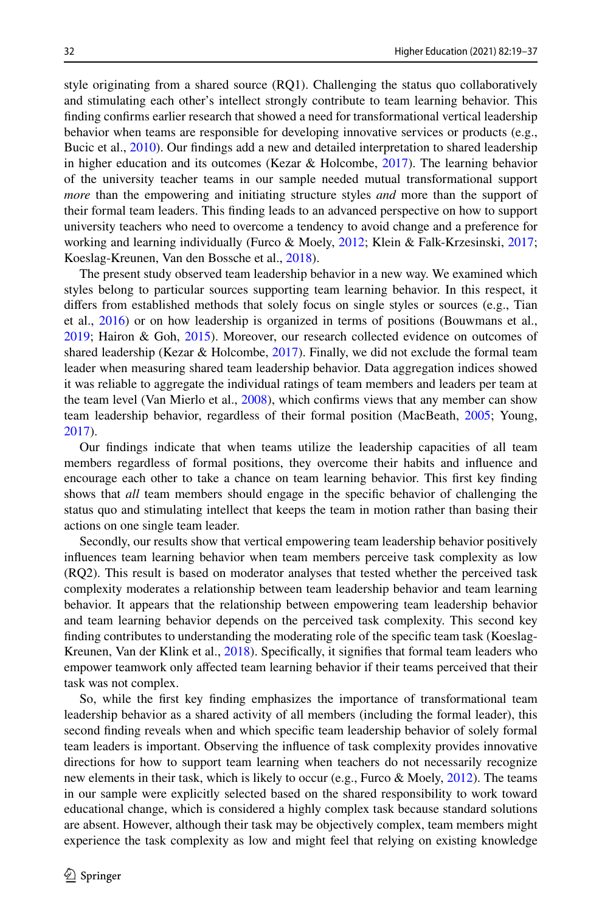style originating from a shared source (RQ1). Challenging the status quo collaboratively and stimulating each other's intellect strongly contribute to team learning behavior. This finding confirms earlier research that showed a need for transformational vertical leadership behavior when teams are responsible for developing innovative services or products (e.g., Bucic et al., 2010). Our findings add a new and detailed interpretation to shared leadership in higher education and its outcomes (Kezar & Holcombe, 2017). The learning behavior of the university teacher teams in our sample needed mutual transformational support *more* than the empowering and initiating structure styles *and* more than the support of their formal team leaders. This finding leads to an advanced perspective on how to support university teachers who need to overcome a tendency to avoid change and a preference for working and learning individually (Furco & Moely, 2012; Klein & Falk-Krzesinski, 2017; Koeslag-Kreunen, Van den Bossche et al., 2018).

The present study observed team leadership behavior in a new way. We examined which styles belong to particular sources supporting team learning behavior. In this respect, it differs from established methods that solely focus on single styles or sources (e.g., Tian et al., 2016) or on how leadership is organized in terms of positions (Bouwmans et al., 2019; Hairon & Goh, 2015). Moreover, our research collected evidence on outcomes of shared leadership (Kezar & Holcombe, 2017). Finally, we did not exclude the formal team leader when measuring shared team leadership behavior. Data aggregation indices showed it was reliable to aggregate the individual ratings of team members and leaders per team at the team level (Van Mierlo et al., 2008), which confirms views that any member can show team leadership behavior, regardless of their formal position (MacBeath, 2005; Young, 2017).

Our findings indicate that when teams utilize the leadership capacities of all team members regardless of formal positions, they overcome their habits and influence and encourage each other to take a chance on team learning behavior. This first key finding shows that *all* team members should engage in the specific behavior of challenging the status quo and stimulating intellect that keeps the team in motion rather than basing their actions on one single team leader.

Secondly, our results show that vertical empowering team leadership behavior positively influences team learning behavior when team members perceive task complexity as low (RQ2). This result is based on moderator analyses that tested whether the perceived task complexity moderates a relationship between team leadership behavior and team learning behavior. It appears that the relationship between empowering team leadership behavior and team learning behavior depends on the perceived task complexity. This second key finding contributes to understanding the moderating role of the specific team task (Koeslag-Kreunen, Van der Klink et al., 2018). Specifically, it signifies that formal team leaders who empower teamwork only affected team learning behavior if their teams perceived that their task was not complex.

So, while the first key finding emphasizes the importance of transformational team leadership behavior as a shared activity of all members (including the formal leader), this second finding reveals when and which specific team leadership behavior of solely formal team leaders is important. Observing the influence of task complexity provides innovative directions for how to support team learning when teachers do not necessarily recognize new elements in their task, which is likely to occur (e.g., Furco & Moely, 2012). The teams in our sample were explicitly selected based on the shared responsibility to work toward educational change, which is considered a highly complex task because standard solutions are absent. However, although their task may be objectively complex, team members might experience the task complexity as low and might feel that relying on existing knowledge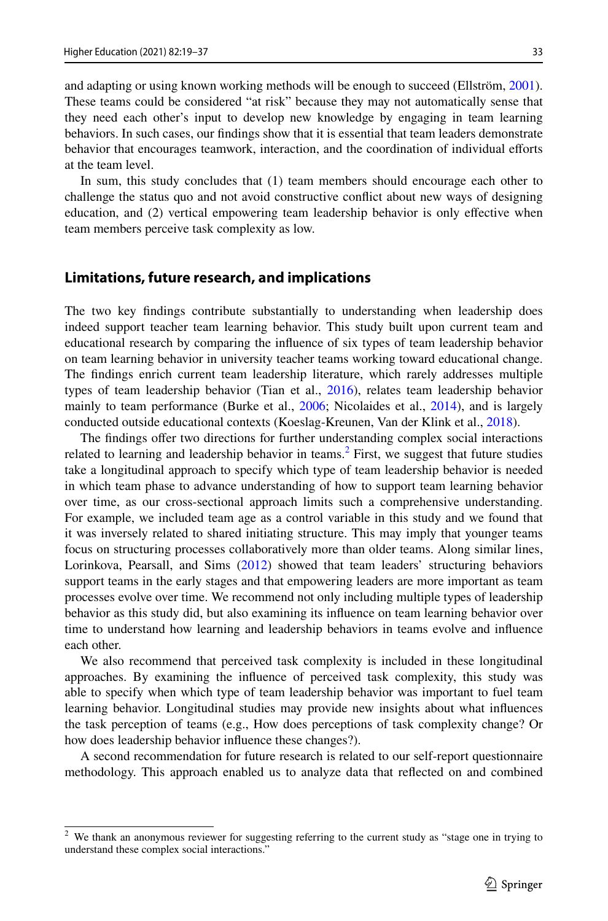and adapting or using known working methods will be enough to succeed (Ellström, 2001). These teams could be considered "at risk" because they may not automatically sense that they need each other's input to develop new knowledge by engaging in team learning behaviors. In such cases, our findings show that it is essential that team leaders demonstrate behavior that encourages teamwork, interaction, and the coordination of individual efforts at the team level.

In sum, this study concludes that (1) team members should encourage each other to challenge the status quo and not avoid constructive conflict about new ways of designing education, and (2) vertical empowering team leadership behavior is only effective when team members perceive task complexity as low.

## Limitations, future research, and implications

The two key findings contribute substantially to understanding when leadership does indeed support teacher team learning behavior. This study built upon current team and educational research by comparing the influence of six types of team leadership behavior on team learning behavior in university teacher teams working toward educational change. The findings enrich current team leadership literature, which rarely addresses multiple types of team leadership behavior (Tian et al., 2016), relates team leadership behavior mainly to team performance (Burke et al., 2006; Nicolaides et al., 2014), and is largely conducted outside educational contexts (Koeslag-Kreunen, Van der Klink et al., 2018).

The findings offer two directions for further understanding complex social interactions related to learning and leadership behavior in teams.[2] First, we suggest that future studies take a longitudinal approach to specify which type of team leadership behavior is needed in which team phase to advance understanding of how to support team learning behavior over time, as our cross-sectional approach limits such a comprehensive understanding. For example, we included team age as a control variable in this study and we found that it was inversely related to shared initiating structure. This may imply that younger teams focus on structuring processes collaboratively more than older teams. Along similar lines, Lorinkova, Pearsall, and Sims (2012) showed that team leaders' structuring behaviors support teams in the early stages and that empowering leaders are more important as team processes evolve over time. We recommend not only including multiple types of leadership behavior as this study did, but also examining its influence on team learning behavior over time to understand how learning and leadership behaviors in teams evolve and influence each other.

We also recommend that perceived task complexity is included in these longitudinal approaches. By examining the influence of perceived task complexity, this study was able to specify when which type of team leadership behavior was important to fuel team learning behavior. Longitudinal studies may provide new insights about what influences the task perception of teams (e.g., How does perceptions of task complexity change? Or how does leadership behavior influence these changes?).

A second recommendation for future research is related to our self-report questionnaire methodology. This approach enabled us to analyze data that reflected on and combined

[2] We thank an anonymous reviewer for suggesting referring to the current study as "stage one in trying to understand these complex social interactions."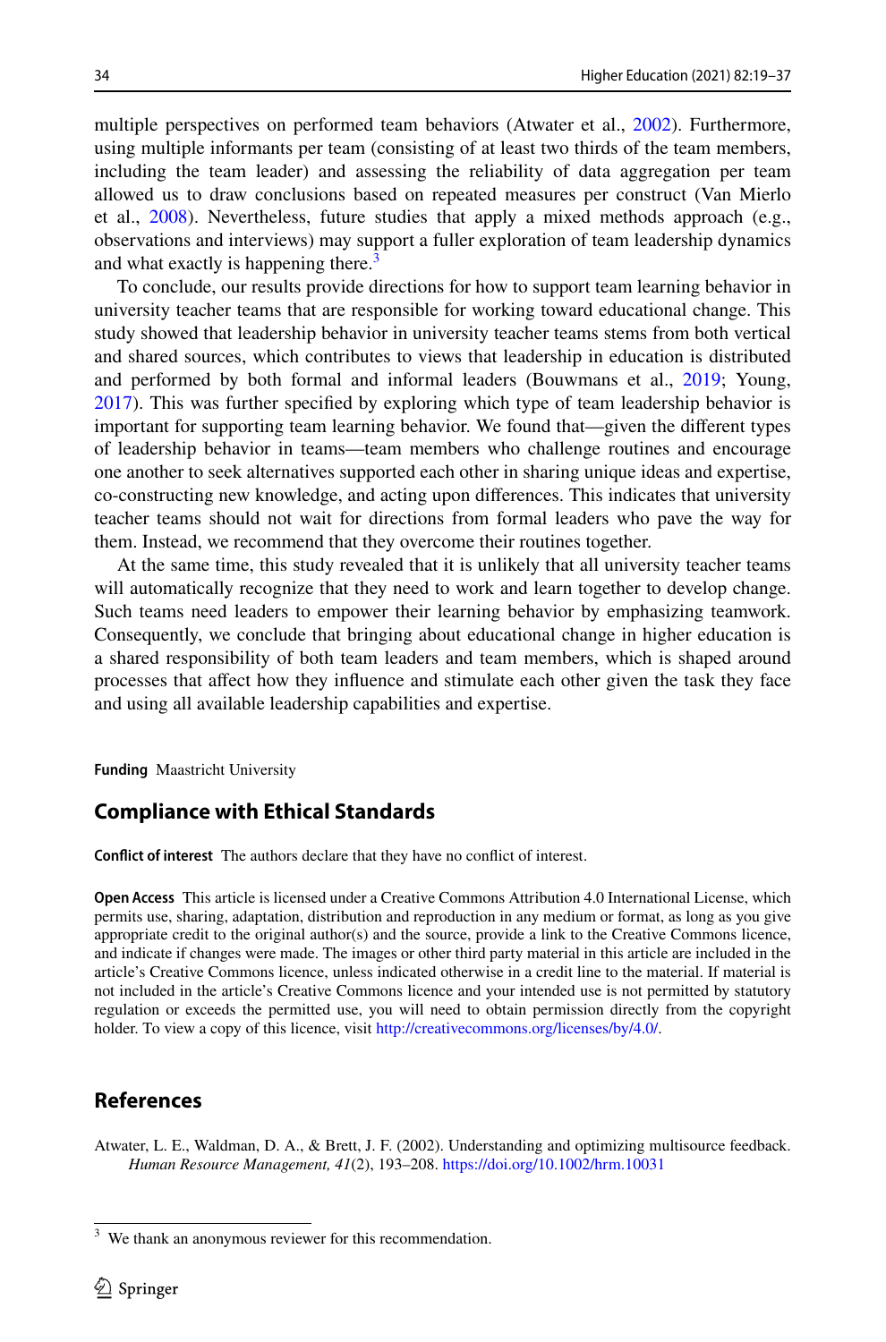multiple perspectives on performed team behaviors (Atwater et al., 2002). Furthermore, using multiple informants per team (consisting of at least two thirds of the team members, including the team leader) and assessing the reliability of data aggregation per team allowed us to draw conclusions based on repeated measures per construct (Van Mierlo et al., 2008). Nevertheless, future studies that apply a mixed methods approach (e.g., observations and interviews) may support a fuller exploration of team leadership dynamics and what exactly is happening there.[3]

To conclude, our results provide directions for how to support team learning behavior in university teacher teams that are responsible for working toward educational change. This study showed that leadership behavior in university teacher teams stems from both vertical and shared sources, which contributes to views that leadership in education is distributed and performed by both formal and informal leaders (Bouwmans et al., 2019; Young, 2017). This was further specified by exploring which type of team leadership behavior is important for supporting team learning behavior. We found that—given the different types of leadership behavior in teams—team members who challenge routines and encourage one another to seek alternatives supported each other in sharing unique ideas and expertise, co-constructing new knowledge, and acting upon differences. This indicates that university teacher teams should not wait for directions from formal leaders who pave the way for them. Instead, we recommend that they overcome their routines together.

At the same time, this study revealed that it is unlikely that all university teacher teams will automatically recognize that they need to work and learn together to develop change. Such teams need leaders to empower their learning behavior by emphasizing teamwork. Consequently, we conclude that bringing about educational change in higher education is a shared responsibility of both team leaders and team members, which is shaped around processes that affect how they influence and stimulate each other given the task they face and using all available leadership capabilities and expertise.

**Funding** Maastricht University

## Compliance with Ethical Standards

**Conflict of interest** The authors declare that they have no conflict of interest.

**Open Access** This article is licensed under a Creative Commons Attribution 4.0 International License, which permits use, sharing, adaptation, distribution and reproduction in any medium or format, as long as you give appropriate credit to the original author(s) and the source, provide a link to the Creative Commons licence, and indicate if changes were made. The images or other third party material in this article are included in the article's Creative Commons licence, unless indicated otherwise in a credit line to the material. If material is not included in the article's Creative Commons licence and your intended use is not permitted by statutory regulation or exceeds the permitted use, you will need to obtain permission directly from the copyright holder. To view a copy of this licence, visit http://creativecommons.org/licenses/by/4.0/.

## References

Atwater, L. E., Waldman, D. A., & Brett, J. F. (2002). Understanding and optimizing multisource feedback. *Human Resource Management, 41*(2), 193–208. https://doi.org/10.1002/hrm.10031

[3] We thank an anonymous reviewer for this recommendation.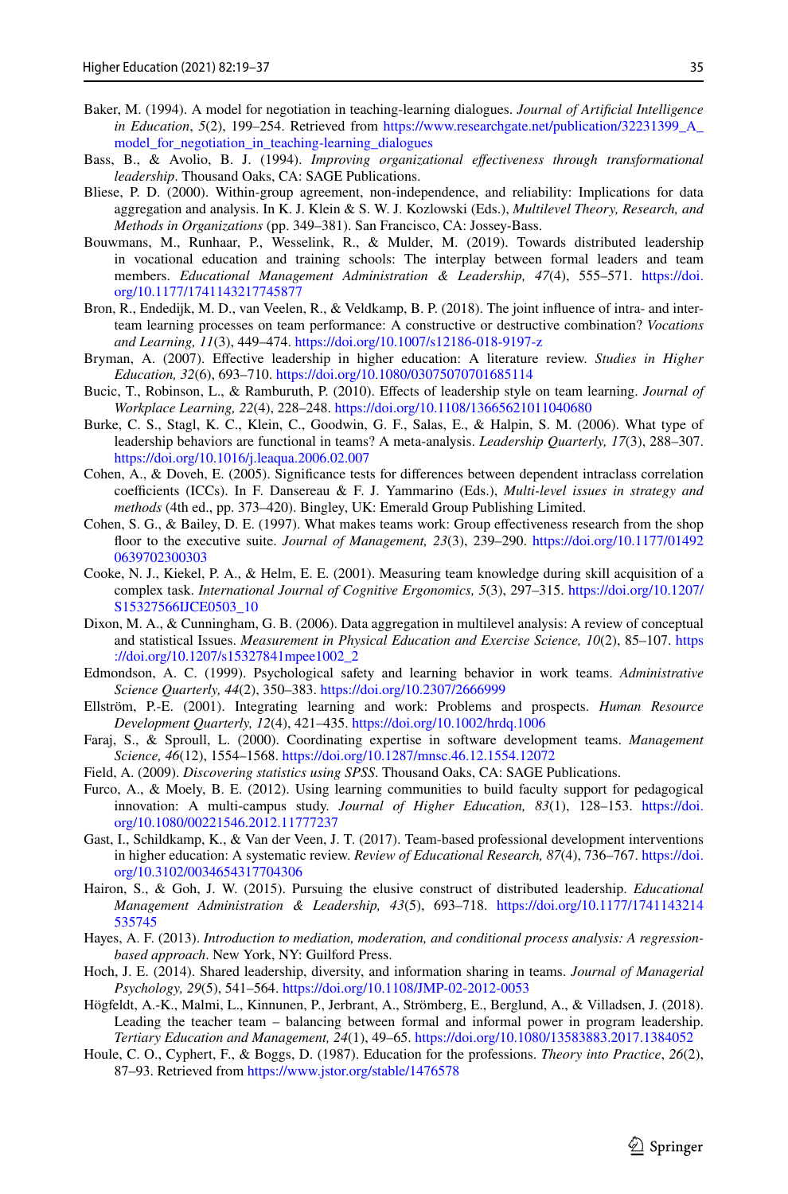Baker, M. (1994). A model for negotiation in teaching-learning dialogues. *Journal of Artificial Intelligence in Education*, *5*(2), 199–254. Retrieved from https://www.researchgate.net/publication/32231399_A_model_for_negotiation_in_teaching-learning_dialogues

Bass, B., & Avolio, B. J. (1994). *Improving organizational effectiveness through transformational leadership*. Thousand Oaks, CA: SAGE Publications.

Bliese, P. D. (2000). Within-group agreement, non-independence, and reliability: Implications for data aggregation and analysis. In K. J. Klein & S. W. J. Kozlowski (Eds.), *Multilevel Theory, Research, and Methods in Organizations* (pp. 349–381). San Francisco, CA: Jossey-Bass.

Bouwmans, M., Runhaar, P., Wesselink, R., & Mulder, M. (2019). Towards distributed leadership in vocational education and training schools: The interplay between formal leaders and team members. *Educational Management Administration & Leadership, 47*(4), 555–571. https://doi.org/10.1177/1741143217745877

Bron, R., Endedijk, M. D., van Veelen, R., & Veldkamp, B. P. (2018). The joint influence of intra- and inter-team learning processes on team performance: A constructive or destructive combination? *Vocations and Learning, 11*(3), 449–474. https://doi.org/10.1007/s12186-018-9197-z

Bryman, A. (2007). Effective leadership in higher education: A literature review. *Studies in Higher Education, 32*(6), 693–710. https://doi.org/10.1080/03075070701685114

Bucic, T., Robinson, L., & Ramburuth, P. (2010). Effects of leadership style on team learning. *Journal of Workplace Learning, 22*(4), 228–248. https://doi.org/10.1108/13665621011040680

Burke, C. S., Stagl, K. C., Klein, C., Goodwin, G. F., Salas, E., & Halpin, S. M. (2006). What type of leadership behaviors are functional in teams? A meta-analysis. *Leadership Quarterly, 17*(3), 288–307. https://doi.org/10.1016/j.leaqua.2006.02.007

Cohen, A., & Doveh, E. (2005). Significance tests for differences between dependent intraclass correlation coefficients (ICCs). In F. Dansereau & F. J. Yammarino (Eds.), *Multi-level issues in strategy and methods* (4th ed., pp. 373–420). Bingley, UK: Emerald Group Publishing Limited.

Cohen, S. G., & Bailey, D. E. (1997). What makes teams work: Group effectiveness research from the shop floor to the executive suite. *Journal of Management, 23*(3), 239–290. https://doi.org/10.1177/014920639702300303

Cooke, N. J., Kiekel, P. A., & Helm, E. E. (2001). Measuring team knowledge during skill acquisition of a complex task. *International Journal of Cognitive Ergonomics, 5*(3), 297–315. https://doi.org/10.1207/S15327566IJCE0503_10

Dixon, M. A., & Cunningham, G. B. (2006). Data aggregation in multilevel analysis: A review of conceptual and statistical Issues. *Measurement in Physical Education and Exercise Science, 10*(2), 85–107. https://doi.org/10.1207/s15327841mpee1002_2

Edmondson, A. C. (1999). Psychological safety and learning behavior in work teams. *Administrative Science Quarterly, 44*(2), 350–383. https://doi.org/10.2307/2666999

Ellström, P.-E. (2001). Integrating learning and work: Problems and prospects. *Human Resource Development Quarterly, 12*(4), 421–435. https://doi.org/10.1002/hrdq.1006

Faraj, S., & Sproull, L. (2000). Coordinating expertise in software development teams. *Management Science, 46*(12), 1554–1568. https://doi.org/10.1287/mnsc.46.12.1554.12072

Field, A. (2009). *Discovering statistics using SPSS*. Thousand Oaks, CA: SAGE Publications.

Furco, A., & Moely, B. E. (2012). Using learning communities to build faculty support for pedagogical innovation: A multi-campus study. *Journal of Higher Education, 83*(1), 128–153. https://doi.org/10.1080/00221546.2012.11777237

Gast, I., Schildkamp, K., & Van der Veen, J. T. (2017). Team-based professional development interventions in higher education: A systematic review. *Review of Educational Research, 87*(4), 736–767. https://doi.org/10.3102/0034654317704306

Hairon, S., & Goh, J. W. (2015). Pursuing the elusive construct of distributed leadership. *Educational Management Administration & Leadership, 43*(5), 693–718. https://doi.org/10.1177/1741143214535745

Hayes, A. F. (2013). *Introduction to mediation, moderation, and conditional process analysis: A regression-based approach*. New York, NY: Guilford Press.

Hoch, J. E. (2014). Shared leadership, diversity, and information sharing in teams. *Journal of Managerial Psychology, 29*(5), 541–564. https://doi.org/10.1108/JMP-02-2012-0053

Högfeldt, A.-K., Malmi, L., Kinnunen, P., Jerbrant, A., Strömberg, E., Berglund, A., & Villadsen, J. (2018). Leading the teacher team – balancing between formal and informal power in program leadership. *Tertiary Education and Management, 24*(1), 49–65. https://doi.org/10.1080/13583883.2017.1384052

Houle, C. O., Cyphert, F., & Boggs, D. (1987). Education for the professions. *Theory into Practice*, *26*(2), 87–93. Retrieved from https://www.jstor.org/stable/1476578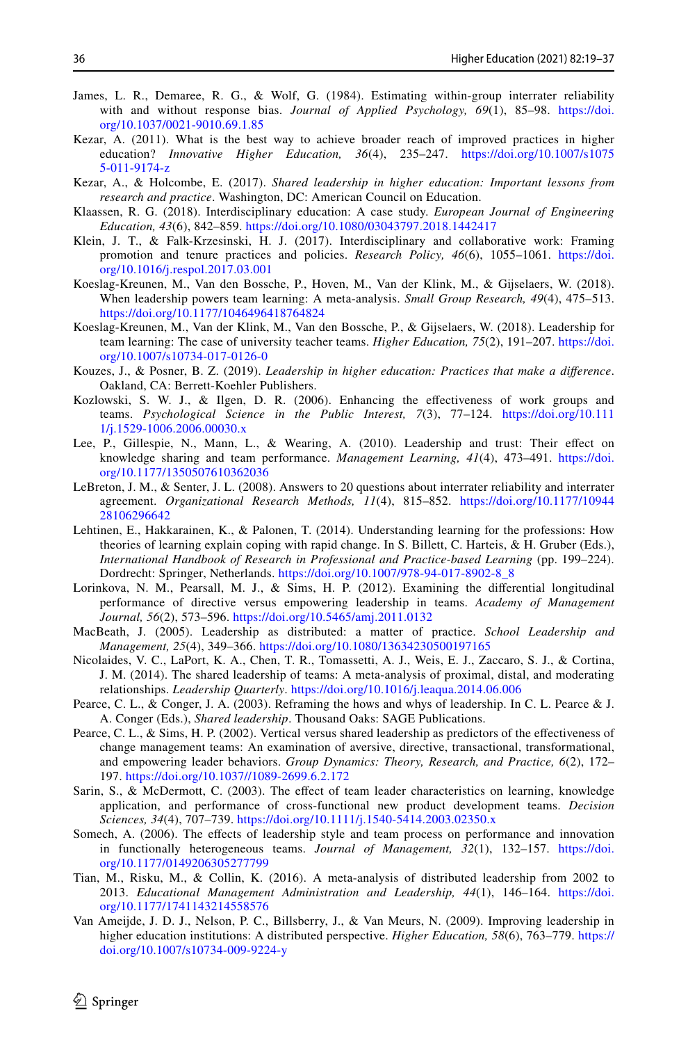James, L. R., Demaree, R. G., & Wolf, G. (1984). Estimating within-group interrater reliability with and without response bias. *Journal of Applied Psychology, 69*(1), 85–98. https://doi.org/10.1037/0021-9010.69.1.85

Kezar, A. (2011). What is the best way to achieve broader reach of improved practices in higher education? *Innovative Higher Education, 36*(4), 235–247. https://doi.org/10.1007/s10755-011-9174-z

Kezar, A., & Holcombe, E. (2017). *Shared leadership in higher education: Important lessons from research and practice*. Washington, DC: American Council on Education.

Klaassen, R. G. (2018). Interdisciplinary education: A case study. *European Journal of Engineering Education, 43*(6), 842–859. https://doi.org/10.1080/03043797.2018.1442417

Klein, J. T., & Falk-Krzesinski, H. J. (2017). Interdisciplinary and collaborative work: Framing promotion and tenure practices and policies. *Research Policy, 46*(6), 1055–1061. https://doi.org/10.1016/j.respol.2017.03.001

Koeslag-Kreunen, M., Van den Bossche, P., Hoven, M., Van der Klink, M., & Gijselaers, W. (2018). When leadership powers team learning: A meta-analysis. *Small Group Research, 49*(4), 475–513. https://doi.org/10.1177/1046496418764824

Koeslag-Kreunen, M., Van der Klink, M., Van den Bossche, P., & Gijselaers, W. (2018). Leadership for team learning: The case of university teacher teams. *Higher Education, 75*(2), 191–207. https://doi.org/10.1007/s10734-017-0126-0

Kouzes, J., & Posner, B. Z. (2019). *Leadership in higher education: Practices that make a difference*. Oakland, CA: Berrett-Koehler Publishers.

Kozlowski, S. W. J., & Ilgen, D. R. (2006). Enhancing the effectiveness of work groups and teams. *Psychological Science in the Public Interest, 7*(3), 77–124. https://doi.org/10.1111/j.1529-1006.2006.00030.x

Lee, P., Gillespie, N., Mann, L., & Wearing, A. (2010). Leadership and trust: Their effect on knowledge sharing and team performance. *Management Learning, 41*(4), 473–491. https://doi.org/10.1177/1350507610362036

LeBreton, J. M., & Senter, J. L. (2008). Answers to 20 questions about interrater reliability and interrater agreement. *Organizational Research Methods, 11*(4), 815–852. https://doi.org/10.1177/1094428106296642

Lehtinen, E., Hakkarainen, K., & Palonen, T. (2014). Understanding learning for the professions: How theories of learning explain coping with rapid change. In S. Billett, C. Harteis, & H. Gruber (Eds.), *International Handbook of Research in Professional and Practice-based Learning* (pp. 199–224). Dordrecht: Springer, Netherlands. https://doi.org/10.1007/978-94-017-8902-8_8

Lorinkova, N. M., Pearsall, M. J., & Sims, H. P. (2012). Examining the differential longitudinal performance of directive versus empowering leadership in teams. *Academy of Management Journal, 56*(2), 573–596. https://doi.org/10.5465/amj.2011.0132

MacBeath, J. (2005). Leadership as distributed: a matter of practice. *School Leadership and Management, 25*(4), 349–366. https://doi.org/10.1080/13634230500197165

Nicolaides, V. C., LaPort, K. A., Chen, T. R., Tomassetti, A. J., Weis, E. J., Zaccaro, S. J., & Cortina, J. M. (2014). The shared leadership of teams: A meta-analysis of proximal, distal, and moderating relationships. *Leadership Quarterly*. https://doi.org/10.1016/j.leaqua.2014.06.006

Pearce, C. L., & Conger, J. A. (2003). Reframing the hows and whys of leadership. In C. L. Pearce & J. A. Conger (Eds.), *Shared leadership*. Thousand Oaks: SAGE Publications.

Pearce, C. L., & Sims, H. P. (2002). Vertical versus shared leadership as predictors of the effectiveness of change management teams: An examination of aversive, directive, transactional, transformational, and empowering leader behaviors. *Group Dynamics: Theory, Research, and Practice, 6*(2), 172–197. https://doi.org/10.1037//1089-2699.6.2.172

Sarin, S., & McDermott, C. (2003). The effect of team leader characteristics on learning, knowledge application, and performance of cross-functional new product development teams. *Decision Sciences, 34*(4), 707–739. https://doi.org/10.1111/j.1540-5414.2003.02350.x

Somech, A. (2006). The effects of leadership style and team process on performance and innovation in functionally heterogeneous teams. *Journal of Management, 32*(1), 132–157. https://doi.org/10.1177/0149206305277799

Tian, M., Risku, M., & Collin, K. (2016). A meta-analysis of distributed leadership from 2002 to 2013. *Educational Management Administration and Leadership, 44*(1), 146–164. https://doi.org/10.1177/1741143214558576

Van Ameijde, J. D. J., Nelson, P. C., Billsberry, J., & Van Meurs, N. (2009). Improving leadership in higher education institutions: A distributed perspective. *Higher Education, 58*(6), 763–779. https://doi.org/10.1007/s10734-009-9224-y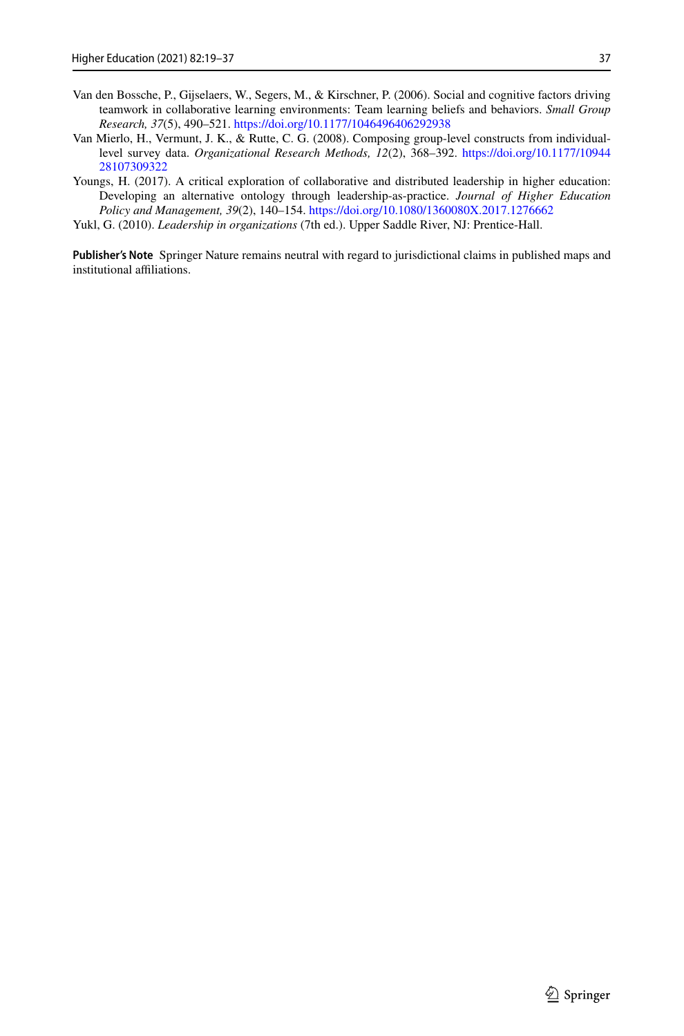Van den Bossche, P., Gijselaers, W., Segers, M., & Kirschner, P. (2006). Social and cognitive factors driving teamwork in collaborative learning environments: Team learning beliefs and behaviors. *Small Group Research, 37*(5), 490–521. https://doi.org/10.1177/1046496406292938

Van Mierlo, H., Vermunt, J. K., & Rutte, C. G. (2008). Composing group-level constructs from individual-level survey data. *Organizational Research Methods, 12*(2), 368–392. https://doi.org/10.1177/1094428107309322

Youngs, H. (2017). A critical exploration of collaborative and distributed leadership in higher education: Developing an alternative ontology through leadership-as-practice. *Journal of Higher Education Policy and Management, 39*(2), 140–154. https://doi.org/10.1080/1360080X.2017.1276662

Yukl, G. (2010). *Leadership in organizations* (7th ed.). Upper Saddle River, NJ: Prentice-Hall.

**Publisher's Note** Springer Nature remains neutral with regard to jurisdictional claims in published maps and institutional affiliations.